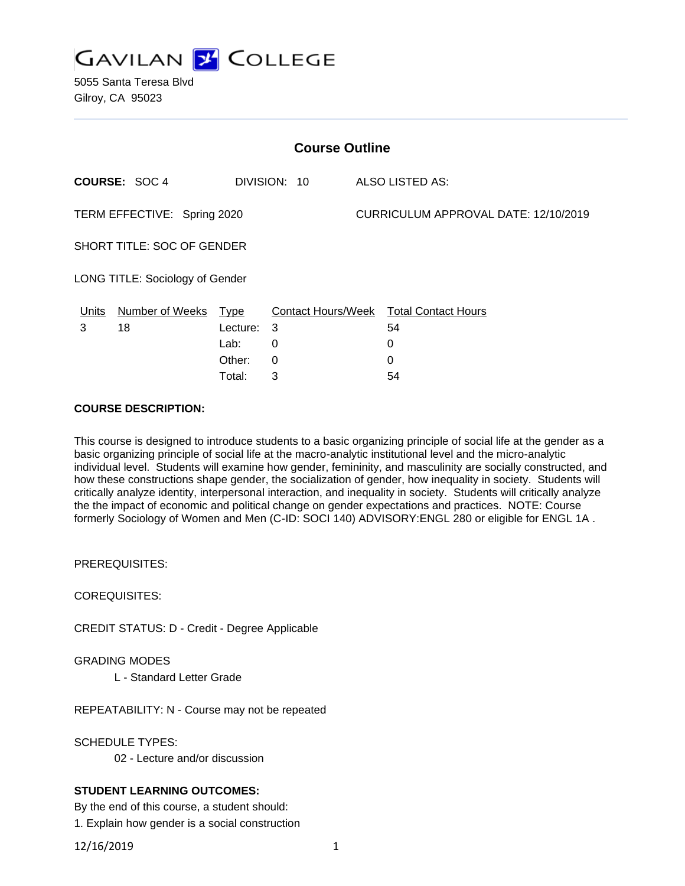# GAVILAN COLLEGE

5055 Santa Teresa Blvd
Gilroy, CA 95023

## Course Outline

**COURSE:** SOC 4 DIVISION: 10 ALSO LISTED AS:

TERM EFFECTIVE: Spring 2020 CURRICULUM APPROVAL DATE: 12/10/2019

SHORT TITLE: SOC OF GENDER

LONG TITLE: Sociology of Gender

| Units | Number of Weeks | Type | Contact Hours/Week | Total Contact Hours |
|---|---|---|---|---|
| 3 | 18 | Lecture: | 3 | 54 |
| | | Lab: | 0 | 0 |
| | | Other: | 0 | 0 |
| | | Total: | 3 | 54 |

**COURSE DESCRIPTION:**

This course is designed to introduce students to a basic organizing principle of social life at the gender as a basic organizing principle of social life at the macro-analytic institutional level and the micro-analytic individual level. Students will examine how gender, femininity, and masculinity are socially constructed, and how these constructions shape gender, the socialization of gender, how inequality in society. Students will critically analyze identity, interpersonal interaction, and inequality in society. Students will critically analyze the the impact of economic and political change on gender expectations and practices. NOTE: Course formerly Sociology of Women and Men (C-ID: SOCI 140) ADVISORY:ENGL 280 or eligible for ENGL 1A .

PREREQUISITES:

COREQUISITES:

CREDIT STATUS: D - Credit - Degree Applicable

GRADING MODES

L - Standard Letter Grade

REPEATABILITY: N - Course may not be repeated

SCHEDULE TYPES:

02 - Lecture and/or discussion

**STUDENT LEARNING OUTCOMES:**

By the end of this course, a student should:

1. Explain how gender is a social construction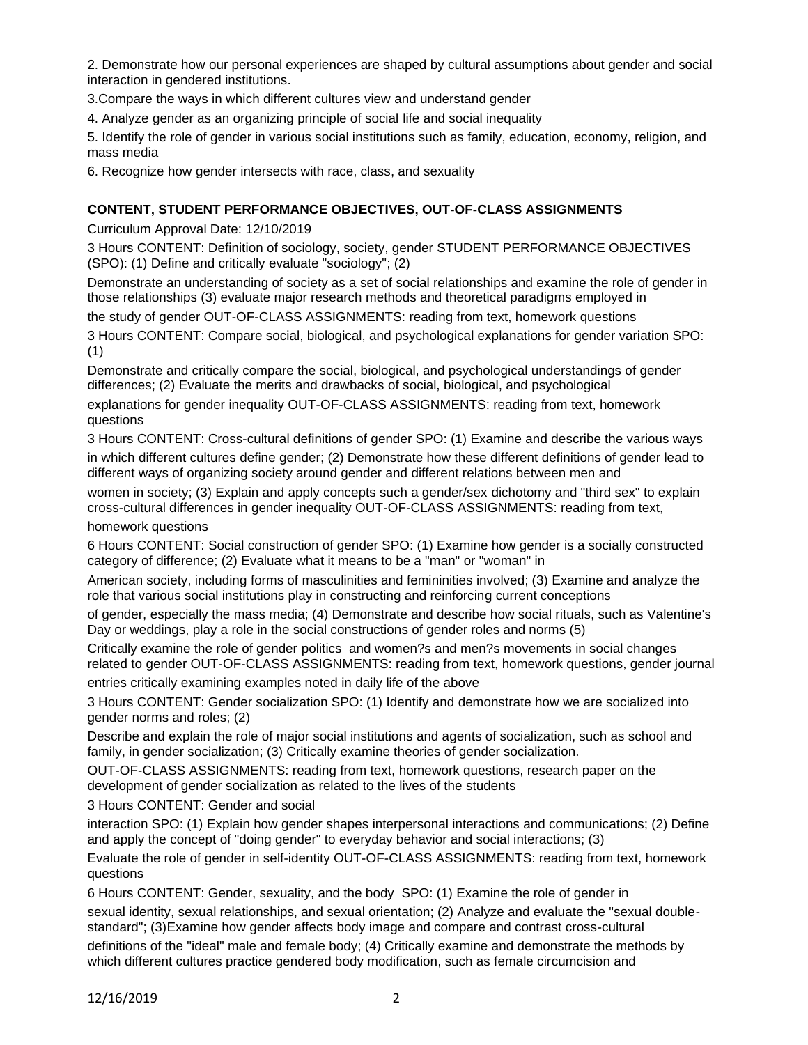2. Demonstrate how our personal experiences are shaped by cultural assumptions about gender and social interaction in gendered institutions.

3.Compare the ways in which different cultures view and understand gender

4. Analyze gender as an organizing principle of social life and social inequality

5. Identify the role of gender in various social institutions such as family, education, economy, religion, and mass media

6. Recognize how gender intersects with race, class, and sexuality

**CONTENT, STUDENT PERFORMANCE OBJECTIVES, OUT-OF-CLASS ASSIGNMENTS**

Curriculum Approval Date: 12/10/2019

3 Hours CONTENT: Definition of sociology, society, gender STUDENT PERFORMANCE OBJECTIVES (SPO): (1) Define and critically evaluate "sociology"; (2) Demonstrate an understanding of society as a set of social relationships and examine the role of gender in those relationships (3) evaluate major research methods and theoretical paradigms employed in the study of gender OUT-OF-CLASS ASSIGNMENTS: reading from text, homework questions

3 Hours CONTENT: Compare social, biological, and psychological explanations for gender variation SPO: (1) Demonstrate and critically compare the social, biological, and psychological understandings of gender differences; (2) Evaluate the merits and drawbacks of social, biological, and psychological explanations for gender inequality OUT-OF-CLASS ASSIGNMENTS: reading from text, homework questions

3 Hours CONTENT: Cross-cultural definitions of gender SPO: (1) Examine and describe the various ways in which different cultures define gender; (2) Demonstrate how these different definitions of gender lead to different ways of organizing society around gender and different relations between men and women in society; (3) Explain and apply concepts such a gender/sex dichotomy and "third sex" to explain cross-cultural differences in gender inequality OUT-OF-CLASS ASSIGNMENTS: reading from text, homework questions

6 Hours CONTENT: Social construction of gender SPO: (1) Examine how gender is a socially constructed category of difference; (2) Evaluate what it means to be a "man" or "woman" in American society, including forms of masculinities and femininities involved; (3) Examine and analyze the role that various social institutions play in constructing and reinforcing current conceptions of gender, especially the mass media; (4) Demonstrate and describe how social rituals, such as Valentine's Day or weddings, play a role in the social constructions of gender roles and norms (5) Critically examine the role of gender politics and women?s and men?s movements in social changes related to gender OUT-OF-CLASS ASSIGNMENTS: reading from text, homework questions, gender journal entries critically examining examples noted in daily life of the above

3 Hours CONTENT: Gender socialization SPO: (1) Identify and demonstrate how we are socialized into gender norms and roles; (2) Describe and explain the role of major social institutions and agents of socialization, such as school and family, in gender socialization; (3) Critically examine theories of gender socialization. OUT-OF-CLASS ASSIGNMENTS: reading from text, homework questions, research paper on the development of gender socialization as related to the lives of the students

3 Hours CONTENT: Gender and social interaction SPO: (1) Explain how gender shapes interpersonal interactions and communications; (2) Define and apply the concept of "doing gender" to everyday behavior and social interactions; (3) Evaluate the role of gender in self-identity OUT-OF-CLASS ASSIGNMENTS: reading from text, homework questions

6 Hours CONTENT: Gender, sexuality, and the body SPO: (1) Examine the role of gender in sexual identity, sexual relationships, and sexual orientation; (2) Analyze and evaluate the "sexual double-standard"; (3)Examine how gender affects body image and compare and contrast cross-cultural definitions of the "ideal" male and female body; (4) Critically examine and demonstrate the methods by which different cultures practice gendered body modification, such as female circumcision and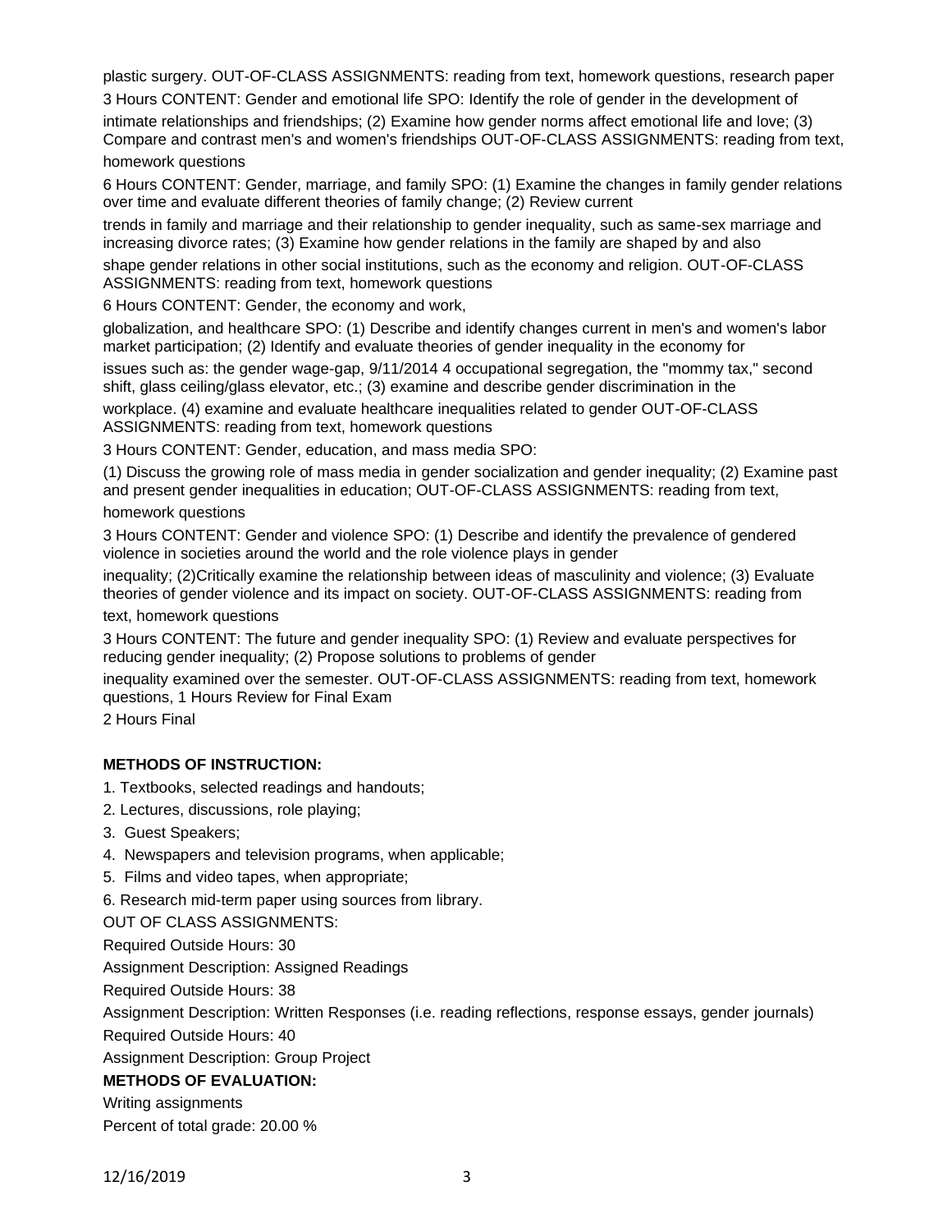plastic surgery. OUT-OF-CLASS ASSIGNMENTS: reading from text, homework questions, research paper

3 Hours CONTENT: Gender and emotional life SPO: Identify the role of gender in the development of intimate relationships and friendships; (2) Examine how gender norms affect emotional life and love; (3) Compare and contrast men's and women's friendships OUT-OF-CLASS ASSIGNMENTS: reading from text, homework questions

6 Hours CONTENT: Gender, marriage, and family SPO: (1) Examine the changes in family gender relations over time and evaluate different theories of family change; (2) Review current trends in family and marriage and their relationship to gender inequality, such as same-sex marriage and increasing divorce rates; (3) Examine how gender relations in the family are shaped by and also shape gender relations in other social institutions, such as the economy and religion. OUT-OF-CLASS ASSIGNMENTS: reading from text, homework questions

6 Hours CONTENT: Gender, the economy and work, globalization, and healthcare SPO: (1) Describe and identify changes current in men's and women's labor market participation; (2) Identify and evaluate theories of gender inequality in the economy for issues such as: the gender wage-gap, 9/11/2014 4 occupational segregation, the "mommy tax," second shift, glass ceiling/glass elevator, etc.; (3) examine and describe gender discrimination in the workplace. (4) examine and evaluate healthcare inequalities related to gender OUT-OF-CLASS ASSIGNMENTS: reading from text, homework questions

3 Hours CONTENT: Gender, education, and mass media SPO: (1) Discuss the growing role of mass media in gender socialization and gender inequality; (2) Examine past and present gender inequalities in education; OUT-OF-CLASS ASSIGNMENTS: reading from text, homework questions

3 Hours CONTENT: Gender and violence SPO: (1) Describe and identify the prevalence of gendered violence in societies around the world and the role violence plays in gender inequality; (2)Critically examine the relationship between ideas of masculinity and violence; (3) Evaluate theories of gender violence and its impact on society. OUT-OF-CLASS ASSIGNMENTS: reading from text, homework questions

3 Hours CONTENT: The future and gender inequality SPO: (1) Review and evaluate perspectives for reducing gender inequality; (2) Propose solutions to problems of gender inequality examined over the semester. OUT-OF-CLASS ASSIGNMENTS: reading from text, homework questions, 1 Hours Review for Final Exam

2 Hours Final

**METHODS OF INSTRUCTION:**

1. Textbooks, selected readings and handouts;
2. Lectures, discussions, role playing;
3. Guest Speakers;
4. Newspapers and television programs, when applicable;
5. Films and video tapes, when appropriate;
6. Research mid-term paper using sources from library.

OUT OF CLASS ASSIGNMENTS:

Required Outside Hours: 30

Assignment Description: Assigned Readings

Required Outside Hours: 38

Assignment Description: Written Responses (i.e. reading reflections, response essays, gender journals)

Required Outside Hours: 40

Assignment Description: Group Project

**METHODS OF EVALUATION:**

Writing assignments

Percent of total grade: 20.00 %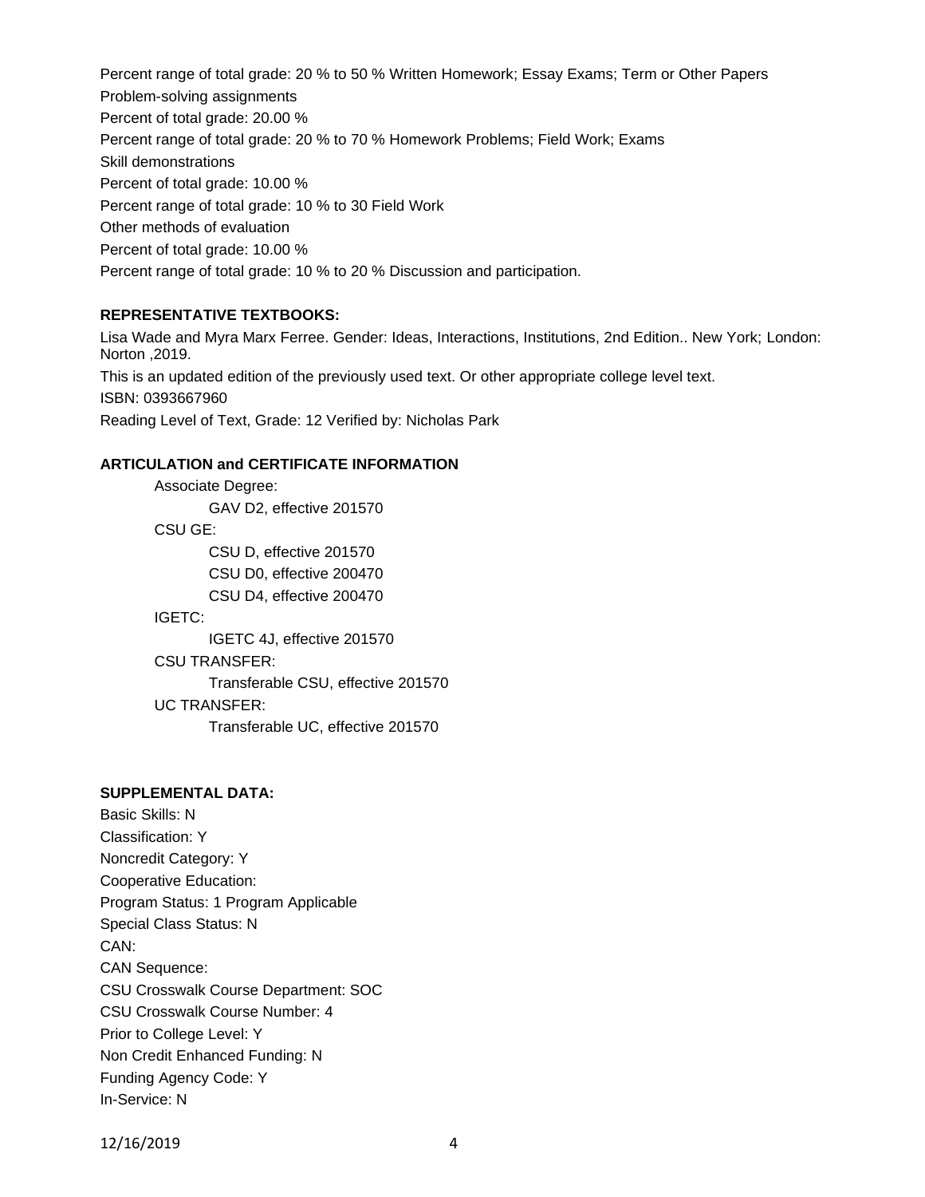Percent range of total grade: 20 % to 50 % Written Homework; Essay Exams; Term or Other Papers

Problem-solving assignments

Percent of total grade: 20.00 %

Percent range of total grade: 20 % to 70 % Homework Problems; Field Work; Exams

Skill demonstrations

Percent of total grade: 10.00 %

Percent range of total grade: 10 % to 30 Field Work

Other methods of evaluation

Percent of total grade: 10.00 %

Percent range of total grade: 10 % to 20 % Discussion and participation.

**REPRESENTATIVE TEXTBOOKS:**

Lisa Wade and Myra Marx Ferree. Gender: Ideas, Interactions, Institutions, 2nd Edition.. New York; London: Norton ,2019.

This is an updated edition of the previously used text. Or other appropriate college level text.

ISBN: 0393667960

Reading Level of Text, Grade: 12 Verified by: Nicholas Park

**ARTICULATION and CERTIFICATE INFORMATION**

- Associate Degree:
  - GAV D2, effective 201570
- CSU GE:
  - CSU D, effective 201570
  - CSU D0, effective 200470
  - CSU D4, effective 200470
- IGETC:
  - IGETC 4J, effective 201570
- CSU TRANSFER:
  - Transferable CSU, effective 201570
- UC TRANSFER:
  - Transferable UC, effective 201570

**SUPPLEMENTAL DATA:**

Basic Skills: N

Classification: Y

Noncredit Category: Y

Cooperative Education:

Program Status: 1 Program Applicable

Special Class Status: N

CAN:

CAN Sequence:

CSU Crosswalk Course Department: SOC

CSU Crosswalk Course Number: 4

Prior to College Level: Y

Non Credit Enhanced Funding: N

Funding Agency Code: Y

In-Service: N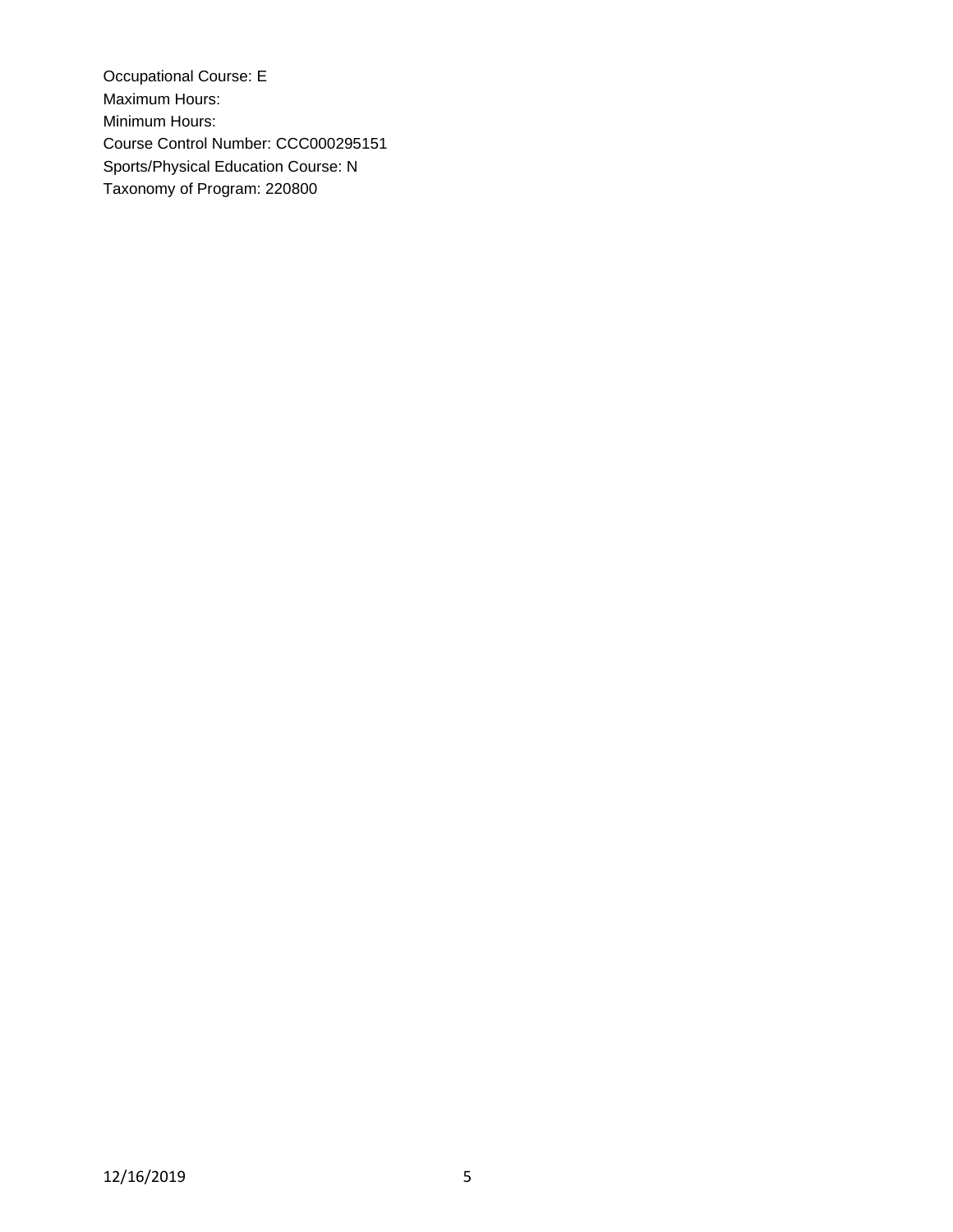Occupational Course: E

Maximum Hours:

Minimum Hours:

Course Control Number: CCC000295151

Sports/Physical Education Course: N

Taxonomy of Program: 220800